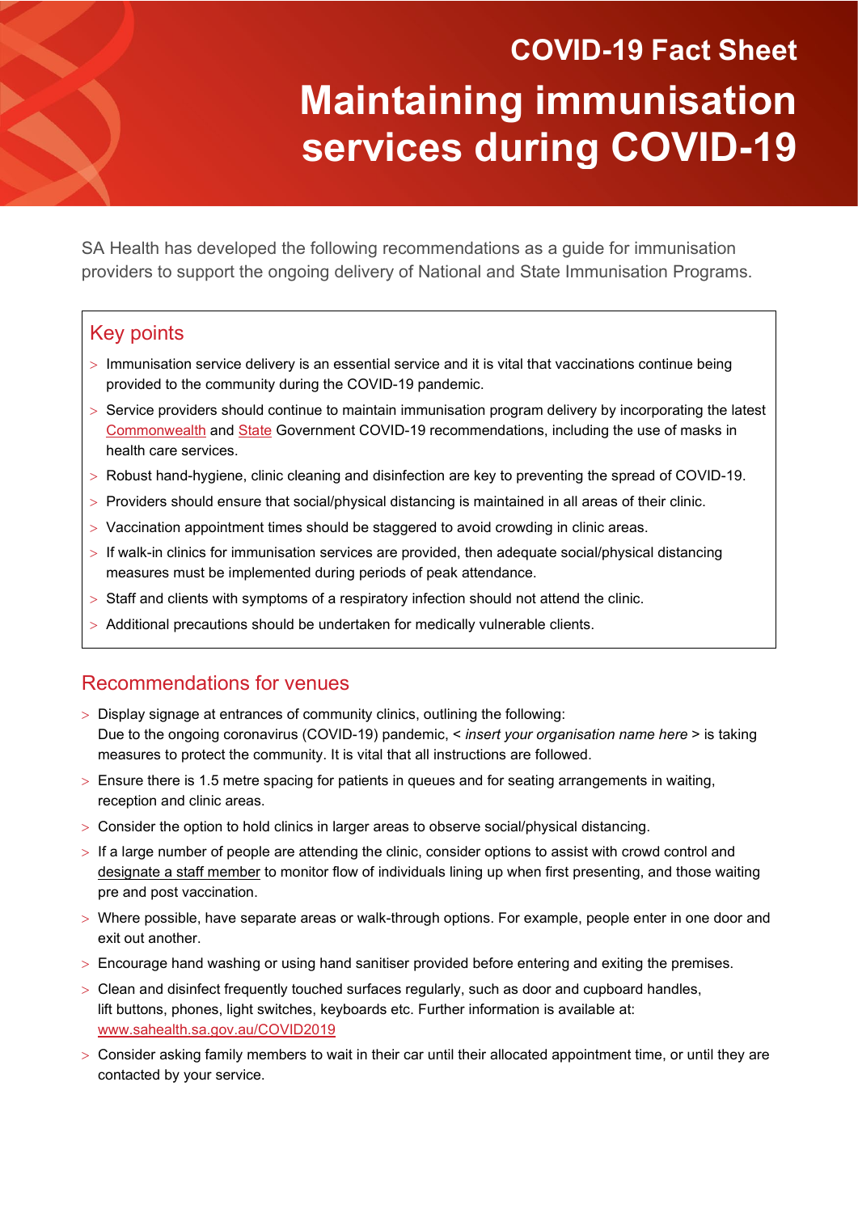COVID-19 Fact Sheet

# Maintaining immunisation services during COVID-19

SA Health has developed the following recommendations as a guide for immunisation providers to support the ongoing delivery of National and State Immunisation Programs.

## Key points

- Immunisation service delivery is an essential service and it is vital that vaccinations continue being provided to the community during the COVID-19 pandemic.
- Service providers should continue to maintain immunisation program delivery by incorporating the latest Commonwealth and State Government COVID-19 recommendations, including the use of masks in health care services.
- Robust hand-hygiene, clinic cleaning and disinfection are key to preventing the spread of COVID-19.
- Providers should ensure that social/physical distancing is maintained in all areas of their clinic.
- Vaccination appointment times should be staggered to avoid crowding in clinic areas.
- If walk-in clinics for immunisation services are provided, then adequate social/physical distancing measures must be implemented during periods of peak attendance.
- Staff and clients with symptoms of a respiratory infection should not attend the clinic.
- Additional precautions should be undertaken for medically vulnerable clients.

## Recommendations for venues

- Display signage at entrances of community clinics, outlining the following:
  Due to the ongoing coronavirus (COVID-19) pandemic, < *insert your organisation name here* > is taking measures to protect the community. It is vital that all instructions are followed.
- Ensure there is 1.5 metre spacing for patients in queues and for seating arrangements in waiting, reception and clinic areas.
- Consider the option to hold clinics in larger areas to observe social/physical distancing.
- If a large number of people are attending the clinic, consider options to assist with crowd control and designate a staff member to monitor flow of individuals lining up when first presenting, and those waiting pre and post vaccination.
- Where possible, have separate areas or walk-through options. For example, people enter in one door and exit out another.
- Encourage hand washing or using hand sanitiser provided before entering and exiting the premises.
- Clean and disinfect frequently touched surfaces regularly, such as door and cupboard handles, lift buttons, phones, light switches, keyboards etc. Further information is available at: www.sahealth.sa.gov.au/COVID2019
- Consider asking family members to wait in their car until their allocated appointment time, or until they are contacted by your service.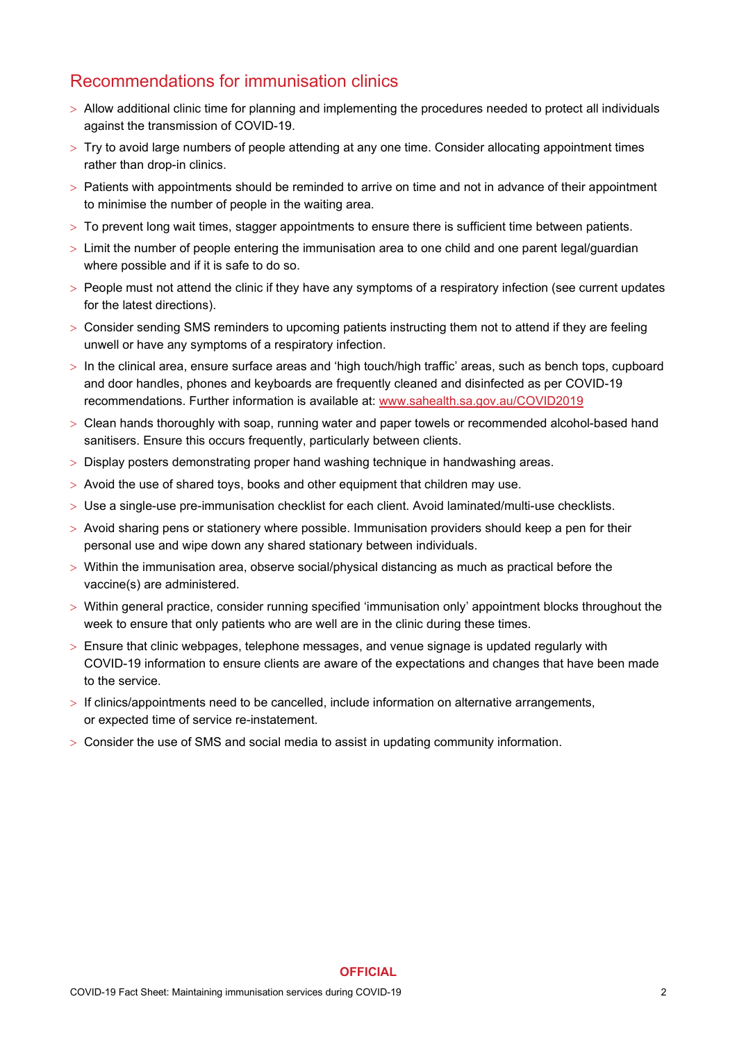## Recommendations for immunisation clinics

- Allow additional clinic time for planning and implementing the procedures needed to protect all individuals against the transmission of COVID-19.
- Try to avoid large numbers of people attending at any one time. Consider allocating appointment times rather than drop-in clinics.
- Patients with appointments should be reminded to arrive on time and not in advance of their appointment to minimise the number of people in the waiting area.
- To prevent long wait times, stagger appointments to ensure there is sufficient time between patients.
- Limit the number of people entering the immunisation area to one child and one parent legal/guardian where possible and if it is safe to do so.
- People must not attend the clinic if they have any symptoms of a respiratory infection (see current updates for the latest directions).
- Consider sending SMS reminders to upcoming patients instructing them not to attend if they are feeling unwell or have any symptoms of a respiratory infection.
- In the clinical area, ensure surface areas and 'high touch/high traffic' areas, such as bench tops, cupboard and door handles, phones and keyboards are frequently cleaned and disinfected as per COVID-19 recommendations. Further information is available at: [www.sahealth.sa.gov.au/COVID2019](www.sahealth.sa.gov.au/COVID2019)
- Clean hands thoroughly with soap, running water and paper towels or recommended alcohol-based hand sanitisers. Ensure this occurs frequently, particularly between clients.
- Display posters demonstrating proper hand washing technique in handwashing areas.
- Avoid the use of shared toys, books and other equipment that children may use.
- Use a single-use pre-immunisation checklist for each client. Avoid laminated/multi-use checklists.
- Avoid sharing pens or stationery where possible. Immunisation providers should keep a pen for their personal use and wipe down any shared stationary between individuals.
- Within the immunisation area, observe social/physical distancing as much as practical before the vaccine(s) are administered.
- Within general practice, consider running specified 'immunisation only' appointment blocks throughout the week to ensure that only patients who are well are in the clinic during these times.
- Ensure that clinic webpages, telephone messages, and venue signage is updated regularly with COVID-19 information to ensure clients are aware of the expectations and changes that have been made to the service.
- If clinics/appointments need to be cancelled, include information on alternative arrangements, or expected time of service re-instatement.
- Consider the use of SMS and social media to assist in updating community information.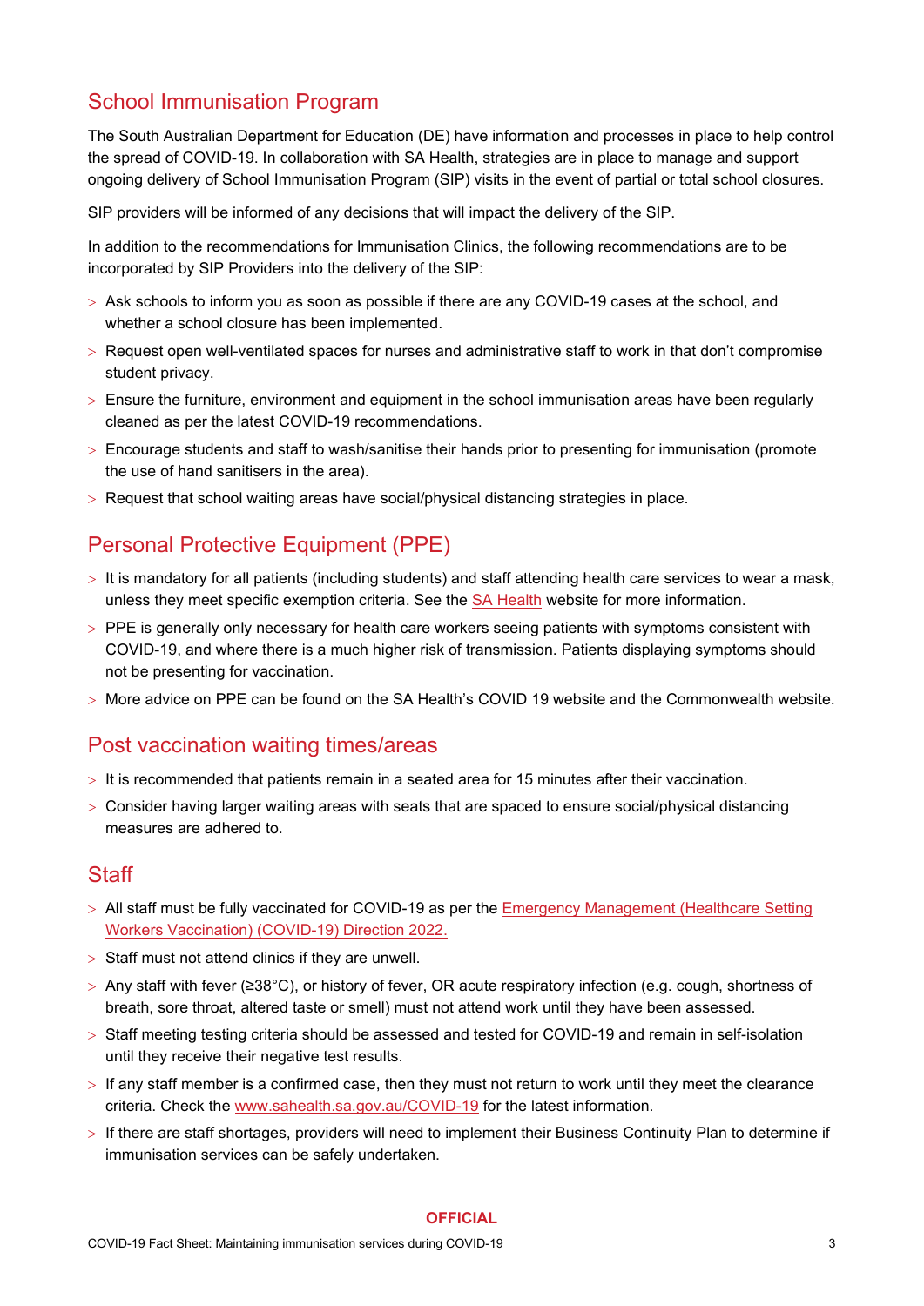## School Immunisation Program

The South Australian Department for Education (DE) have information and processes in place to help control the spread of COVID-19. In collaboration with SA Health, strategies are in place to manage and support ongoing delivery of School Immunisation Program (SIP) visits in the event of partial or total school closures.

SIP providers will be informed of any decisions that will impact the delivery of the SIP.

In addition to the recommendations for Immunisation Clinics, the following recommendations are to be incorporated by SIP Providers into the delivery of the SIP:

- Ask schools to inform you as soon as possible if there are any COVID-19 cases at the school, and whether a school closure has been implemented.
- Request open well-ventilated spaces for nurses and administrative staff to work in that don't compromise student privacy.
- Ensure the furniture, environment and equipment in the school immunisation areas have been regularly cleaned as per the latest COVID-19 recommendations.
- Encourage students and staff to wash/sanitise their hands prior to presenting for immunisation (promote the use of hand sanitisers in the area).
- Request that school waiting areas have social/physical distancing strategies in place.

## Personal Protective Equipment (PPE)

- It is mandatory for all patients (including students) and staff attending health care services to wear a mask, unless they meet specific exemption criteria. See the SA Health website for more information.
- PPE is generally only necessary for health care workers seeing patients with symptoms consistent with COVID-19, and where there is a much higher risk of transmission. Patients displaying symptoms should not be presenting for vaccination.
- More advice on PPE can be found on the SA Health's COVID 19 website and the Commonwealth website.

## Post vaccination waiting times/areas

- It is recommended that patients remain in a seated area for 15 minutes after their vaccination.
- Consider having larger waiting areas with seats that are spaced to ensure social/physical distancing measures are adhered to.

## Staff

- All staff must be fully vaccinated for COVID-19 as per the Emergency Management (Healthcare Setting Workers Vaccination) (COVID-19) Direction 2022.
- Staff must not attend clinics if they are unwell.
- Any staff with fever (≥38°C), or history of fever, OR acute respiratory infection (e.g. cough, shortness of breath, sore throat, altered taste or smell) must not attend work until they have been assessed.
- Staff meeting testing criteria should be assessed and tested for COVID-19 and remain in self-isolation until they receive their negative test results.
- If any staff member is a confirmed case, then they must not return to work until they meet the clearance criteria. Check the www.sahealth.sa.gov.au/COVID-19 for the latest information.
- If there are staff shortages, providers will need to implement their Business Continuity Plan to determine if immunisation services can be safely undertaken.

**OFFICIAL**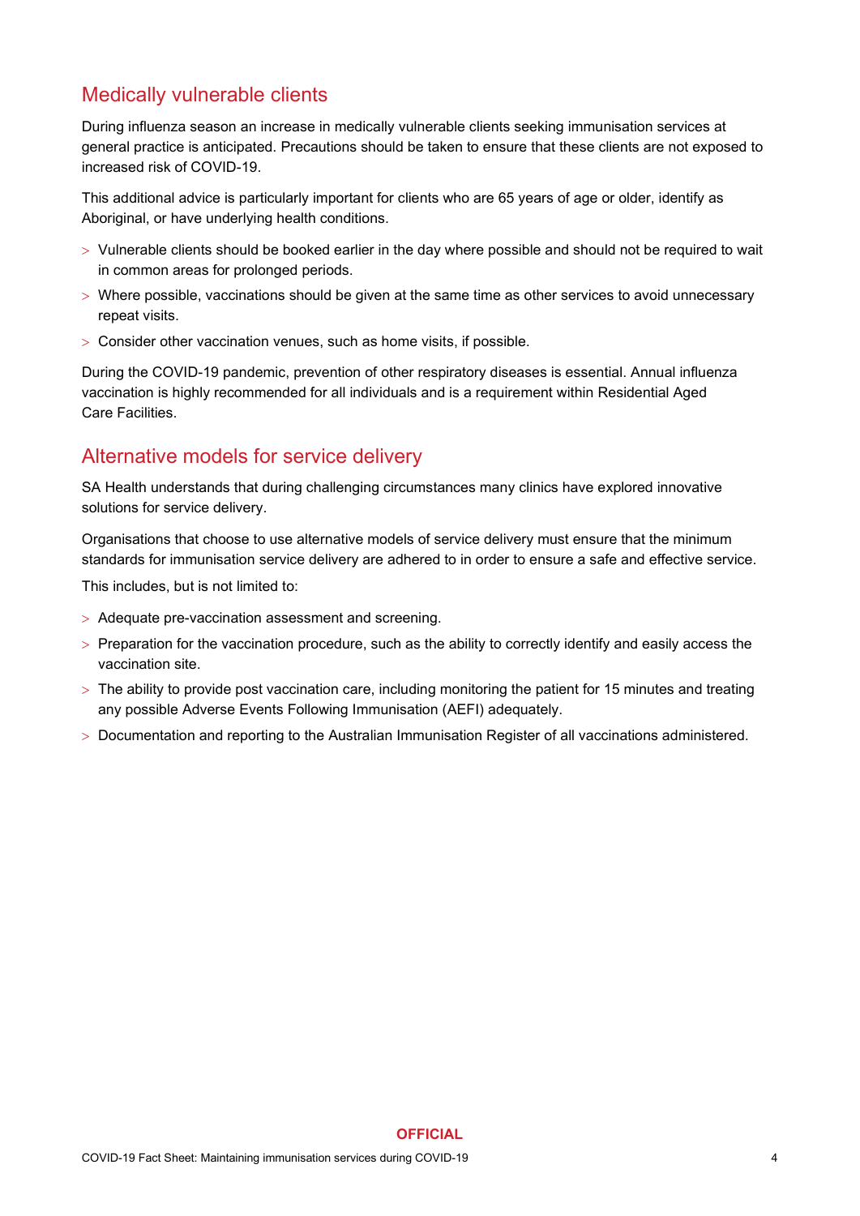## Medically vulnerable clients

During influenza season an increase in medically vulnerable clients seeking immunisation services at general practice is anticipated. Precautions should be taken to ensure that these clients are not exposed to increased risk of COVID-19.

This additional advice is particularly important for clients who are 65 years of age or older, identify as Aboriginal, or have underlying health conditions.

- Vulnerable clients should be booked earlier in the day where possible and should not be required to wait in common areas for prolonged periods.
- Where possible, vaccinations should be given at the same time as other services to avoid unnecessary repeat visits.
- Consider other vaccination venues, such as home visits, if possible.

During the COVID-19 pandemic, prevention of other respiratory diseases is essential. Annual influenza vaccination is highly recommended for all individuals and is a requirement within Residential Aged Care Facilities.

## Alternative models for service delivery

SA Health understands that during challenging circumstances many clinics have explored innovative solutions for service delivery.

Organisations that choose to use alternative models of service delivery must ensure that the minimum standards for immunisation service delivery are adhered to in order to ensure a safe and effective service.

This includes, but is not limited to:

- Adequate pre-vaccination assessment and screening.
- Preparation for the vaccination procedure, such as the ability to correctly identify and easily access the vaccination site.
- The ability to provide post vaccination care, including monitoring the patient for 15 minutes and treating any possible Adverse Events Following Immunisation (AEFI) adequately.
- Documentation and reporting to the Australian Immunisation Register of all vaccinations administered.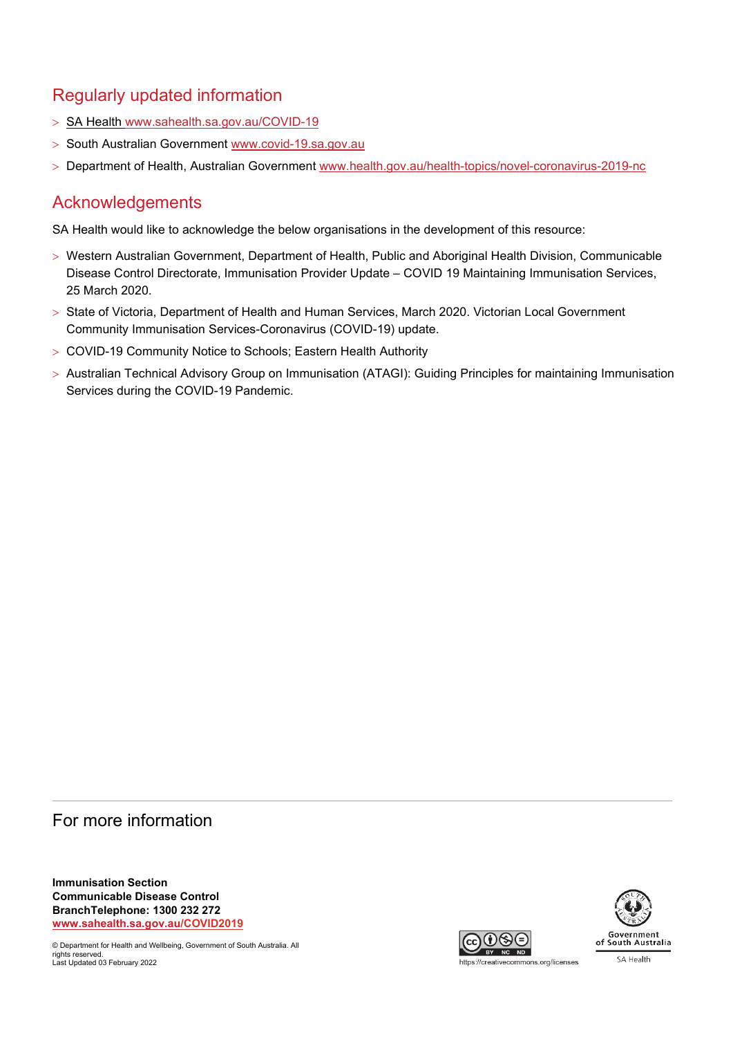## Regularly updated information

- SA Health www.sahealth.sa.gov.au/COVID-19
- South Australian Government www.covid-19.sa.gov.au
- Department of Health, Australian Government www.health.gov.au/health-topics/novel-coronavirus-2019-nc

## Acknowledgements

SA Health would like to acknowledge the below organisations in the development of this resource:

- Western Australian Government, Department of Health, Public and Aboriginal Health Division, Communicable Disease Control Directorate, Immunisation Provider Update – COVID 19 Maintaining Immunisation Services, 25 March 2020.
- State of Victoria, Department of Health and Human Services, March 2020. Victorian Local Government Community Immunisation Services-Coronavirus (COVID-19) update.
- COVID-19 Community Notice to Schools; Eastern Health Authority
- Australian Technical Advisory Group on Immunisation (ATAGI): Guiding Principles for maintaining Immunisation Services during the COVID-19 Pandemic.

## For more information

**Immunisation Section**
**Communicable Disease Control**
**BranchTelephone: 1300 232 272**
**www.sahealth.sa.gov.au/COVID2019**

© Department for Health and Wellbeing, Government of South Australia. All rights reserved.
Last Updated 03 February 2022

https://creativecommons.org/licenses

Government of South Australia
SA Health